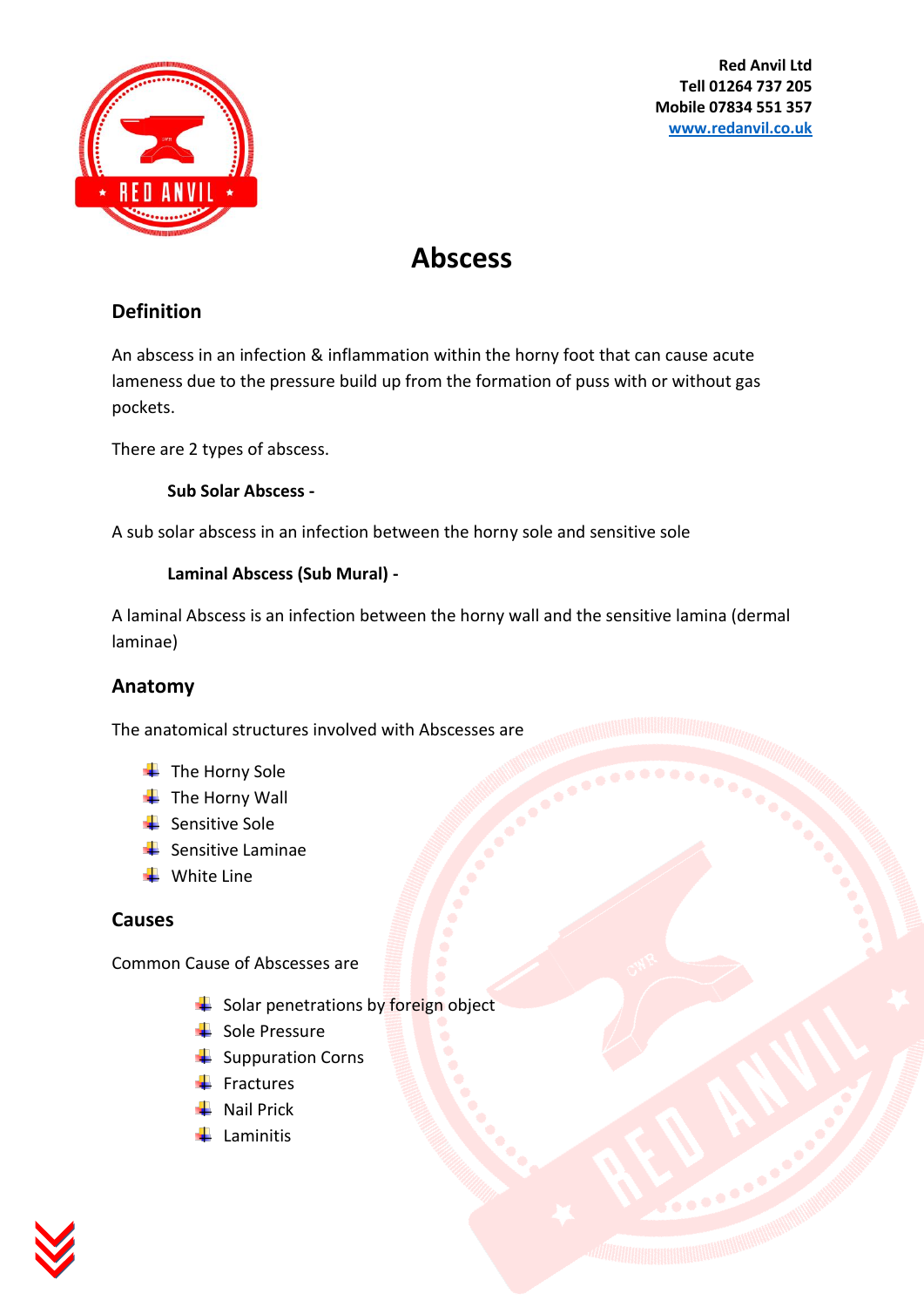Red Anvil Ltd
Tell 01264 737 205
Mobile 07834 551 357
www.redanvil.co.uk

# Abscess

## Definition

An abscess in an infection & inflammation within the horny foot that can cause acute lameness due to the pressure build up from the formation of puss with or without gas pockets.

There are 2 types of abscess.

**Sub Solar Abscess -**

A sub solar abscess in an infection between the horny sole and sensitive sole

**Laminal Abscess (Sub Mural) -**

A laminal Abscess is an infection between the horny wall and the sensitive lamina (dermal laminae)

## Anatomy

The anatomical structures involved with Abscesses are

- The Horny Sole
- The Horny Wall
- Sensitive Sole
- Sensitive Laminae
- White Line

## Causes

Common Cause of Abscesses are

- Solar penetrations by foreign object
- Sole Pressure
- Suppuration Corns
- Fractures
- Nail Prick
- Laminitis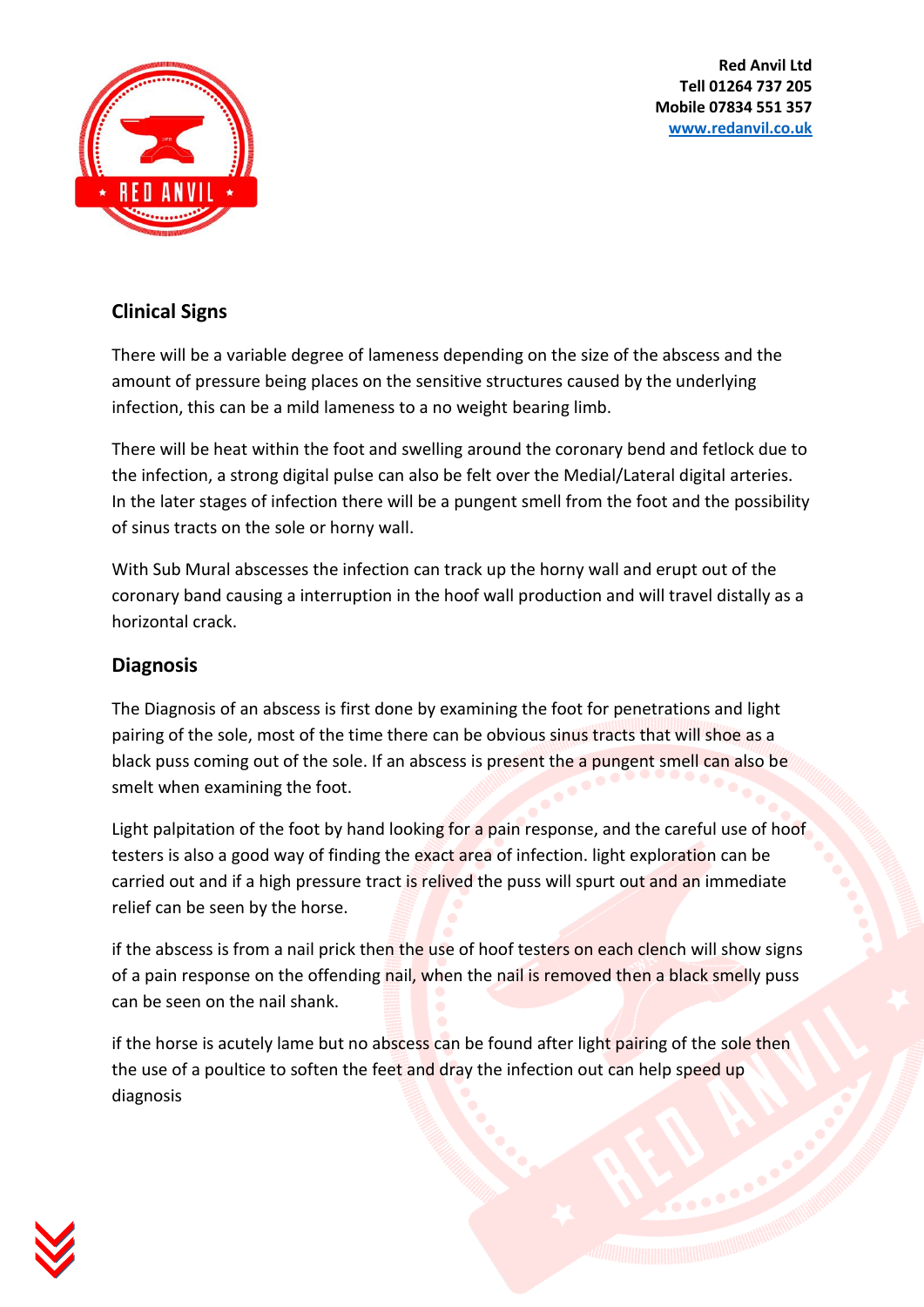## Clinical Signs

There will be a variable degree of lameness depending on the size of the abscess and the amount of pressure being places on the sensitive structures caused by the underlying infection, this can be a mild lameness to a no weight bearing limb.

There will be heat within the foot and swelling around the coronary bend and fetlock due to the infection, a strong digital pulse can also be felt over the Medial/Lateral digital arteries. In the later stages of infection there will be a pungent smell from the foot and the possibility of sinus tracts on the sole or horny wall.

With Sub Mural abscesses the infection can track up the horny wall and erupt out of the coronary band causing a interruption in the hoof wall production and will travel distally as a horizontal crack.

## Diagnosis

The Diagnosis of an abscess is first done by examining the foot for penetrations and light pairing of the sole, most of the time there can be obvious sinus tracts that will shoe as a black puss coming out of the sole. If an abscess is present the a pungent smell can also be smelt when examining the foot.

Light palpitation of the foot by hand looking for a pain response, and the careful use of hoof testers is also a good way of finding the exact area of infection. light exploration can be carried out and if a high pressure tract is relived the puss will spurt out and an immediate relief can be seen by the horse.

if the abscess is from a nail prick then the use of hoof testers on each clench will show signs of a pain response on the offending nail, when the nail is removed then a black smelly puss can be seen on the nail shank.

if the horse is acutely lame but no abscess can be found after light pairing of the sole then the use of a poultice to soften the feet and dray the infection out can help speed up diagnosis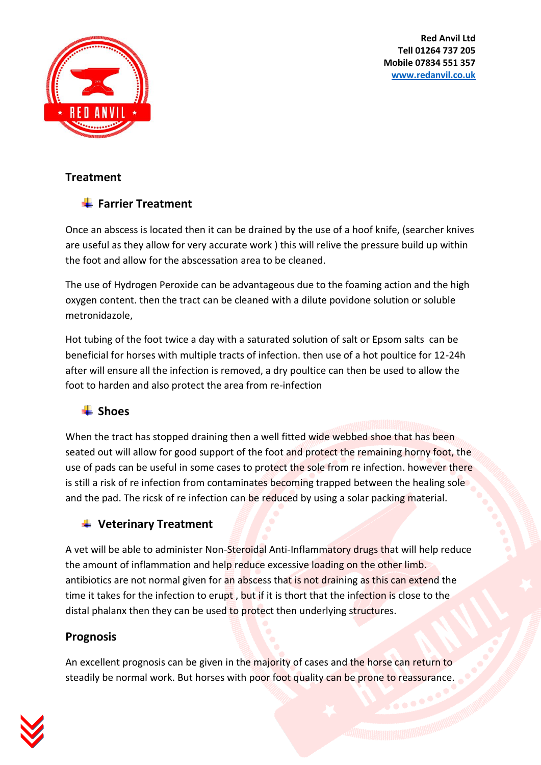Red Anvil Ltd
Tell 01264 737 205
Mobile 07834 551 357
www.redanvil.co.uk

## Treatment

### Farrier Treatment

Once an abscess is located then it can be drained by the use of a hoof knife, (searcher knives are useful as they allow for very accurate work ) this will relive the pressure build up within the foot and allow for the abscessation area to be cleaned.

The use of Hydrogen Peroxide can be advantageous due to the foaming action and the high oxygen content. then the tract can be cleaned with a dilute povidone solution or soluble metronidazole,

Hot tubing of the foot twice a day with a saturated solution of salt or Epsom salts can be beneficial for horses with multiple tracts of infection. then use of a hot poultice for 12-24h after will ensure all the infection is removed, a dry poultice can then be used to allow the foot to harden and also protect the area from re-infection

### Shoes

When the tract has stopped draining then a well fitted wide webbed shoe that has been seated out will allow for good support of the foot and protect the remaining horny foot, the use of pads can be useful in some cases to protect the sole from re infection. however there is still a risk of re infection from contaminates becoming trapped between the healing sole and the pad. The ricsk of re infection can be reduced by using a solar packing material.

### Veterinary Treatment

A vet will be able to administer Non-Steroidal Anti-Inflammatory drugs that will help reduce the amount of inflammation and help reduce excessive loading on the other limb. antibiotics are not normal given for an abscess that is not draining as this can extend the time it takes for the infection to erupt , but if it is thort that the infection is close to the distal phalanx then they can be used to protect then underlying structures.

## Prognosis

An excellent prognosis can be given in the majority of cases and the horse can return to steadily be normal work. But horses with poor foot quality can be prone to reassurance.